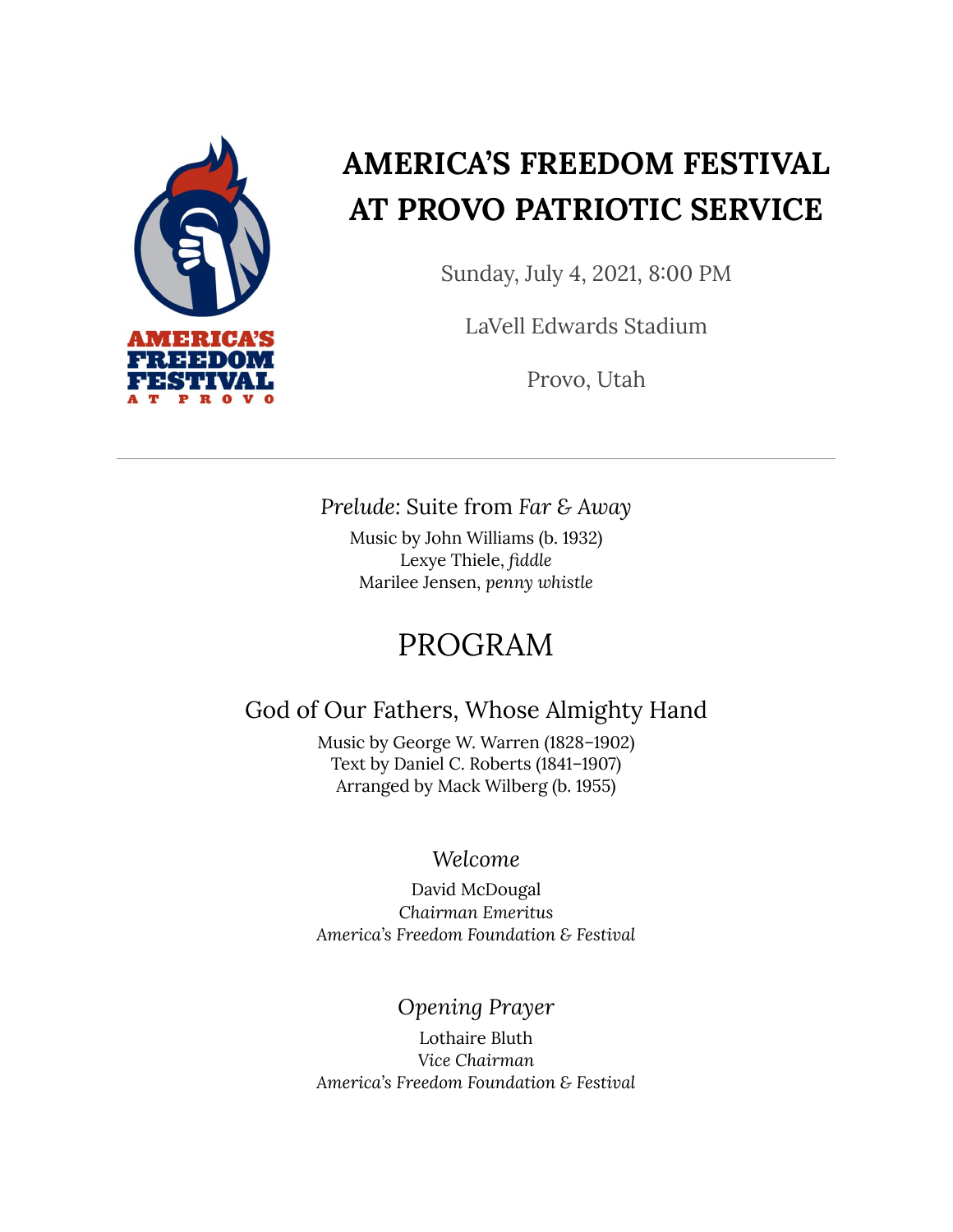# AMERICA'S FREEDOM FESTIVAL AT PROVO PATRIOTIC SERVICE

Sunday, July 4, 2021, 8:00 PM

LaVell Edwards Stadium

Provo, Utah

---

*Prelude*: Suite from *Far & Away*

Music by John Williams (b. 1932)
Lexye Thiele, *fiddle*
Marilee Jensen, *penny whistle*

## PROGRAM

### God of Our Fathers, Whose Almighty Hand

Music by George W. Warren (1828–1902)
Text by Daniel C. Roberts (1841–1907)
Arranged by Mack Wilberg (b. 1955)

### *Welcome*

David McDougal
*Chairman Emeritus*
*America's Freedom Foundation & Festival*

### *Opening Prayer*

Lothaire Bluth
*Vice Chairman*
*America's Freedom Foundation & Festival*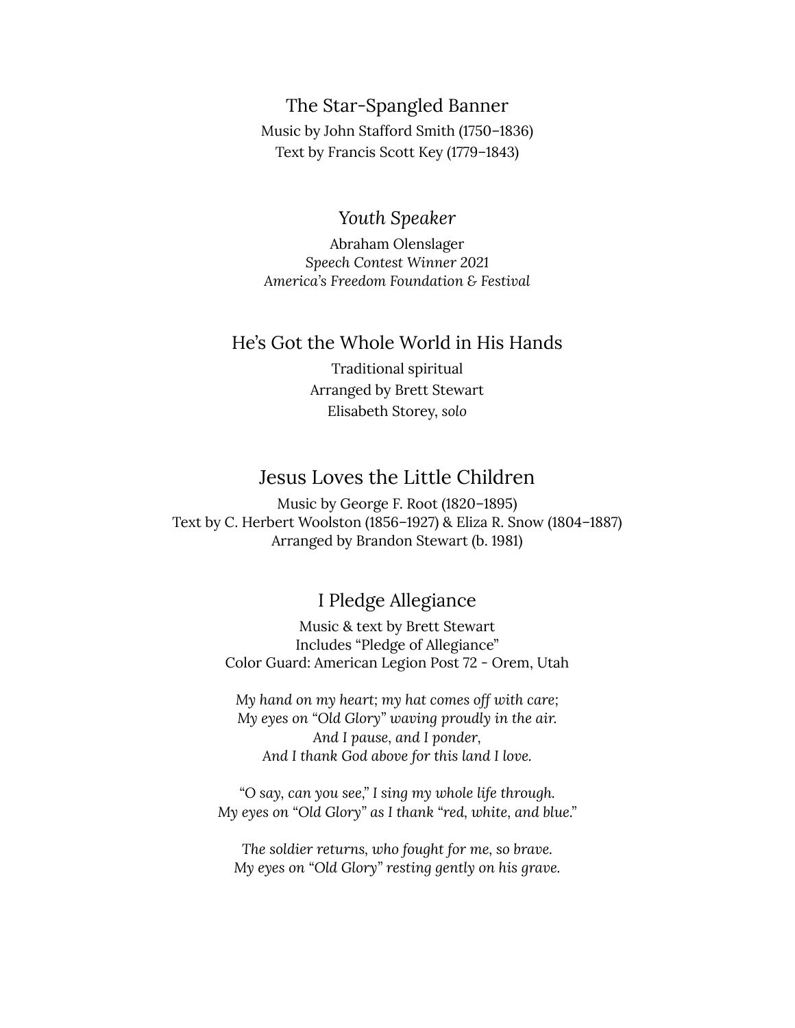## The Star-Spangled Banner

Music by John Stafford Smith (1750–1836)
Text by Francis Scott Key (1779–1843)

## *Youth Speaker*

Abraham Olenslager
*Speech Contest Winner 2021*
*America's Freedom Foundation & Festival*

## He's Got the Whole World in His Hands

Traditional spiritual
Arranged by Brett Stewart
Elisabeth Storey, *solo*

## Jesus Loves the Little Children

Music by George F. Root (1820–1895)
Text by C. Herbert Woolston (1856–1927) & Eliza R. Snow (1804–1887)
Arranged by Brandon Stewart (b. 1981)

## I Pledge Allegiance

Music & text by Brett Stewart
Includes "Pledge of Allegiance"
Color Guard: American Legion Post 72 - Orem, Utah

*My hand on my heart; my hat comes off with care;*
*My eyes on "Old Glory" waving proudly in the air.*
*And I pause, and I ponder,*
*And I thank God above for this land I love.*

*"O say, can you see," I sing my whole life through.*
*My eyes on "Old Glory" as I thank "red, white, and blue."*

*The soldier returns, who fought for me, so brave.*
*My eyes on "Old Glory" resting gently on his grave.*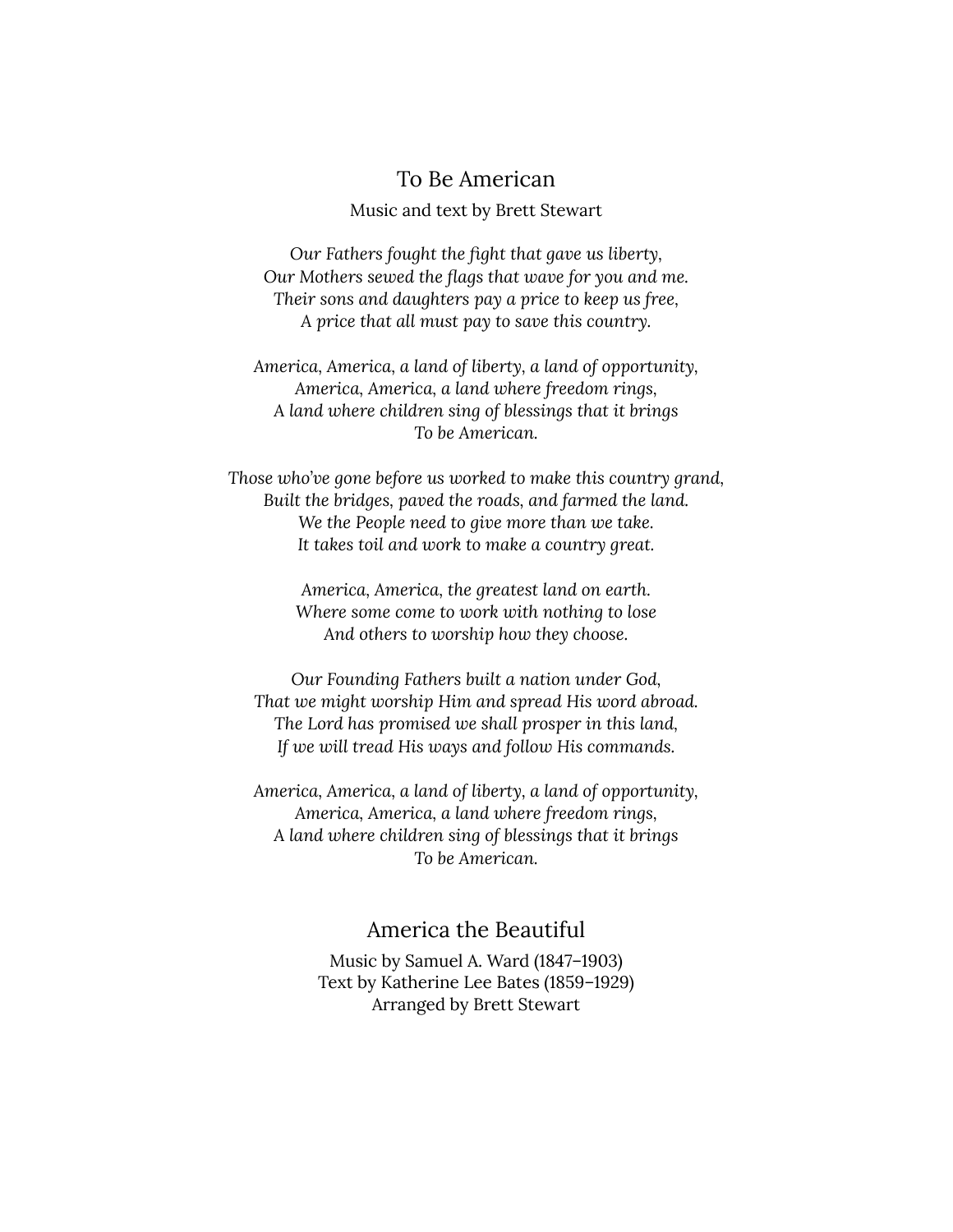## To Be American

Music and text by Brett Stewart

*Our Fathers fought the fight that gave us liberty,*
*Our Mothers sewed the flags that wave for you and me.*
*Their sons and daughters pay a price to keep us free,*
*A price that all must pay to save this country.*

*America, America, a land of liberty, a land of opportunity,*
*America, America, a land where freedom rings,*
*A land where children sing of blessings that it brings*
*To be American.*

*Those who've gone before us worked to make this country grand,*
*Built the bridges, paved the roads, and farmed the land.*
*We the People need to give more than we take.*
*It takes toil and work to make a country great.*

*America, America, the greatest land on earth.*
*Where some come to work with nothing to lose*
*And others to worship how they choose.*

*Our Founding Fathers built a nation under God,*
*That we might worship Him and spread His word abroad.*
*The Lord has promised we shall prosper in this land,*
*If we will tread His ways and follow His commands.*

*America, America, a land of liberty, a land of opportunity,*
*America, America, a land where freedom rings,*
*A land where children sing of blessings that it brings*
*To be American.*

## America the Beautiful

Music by Samuel A. Ward (1847–1903)
Text by Katherine Lee Bates (1859–1929)
Arranged by Brett Stewart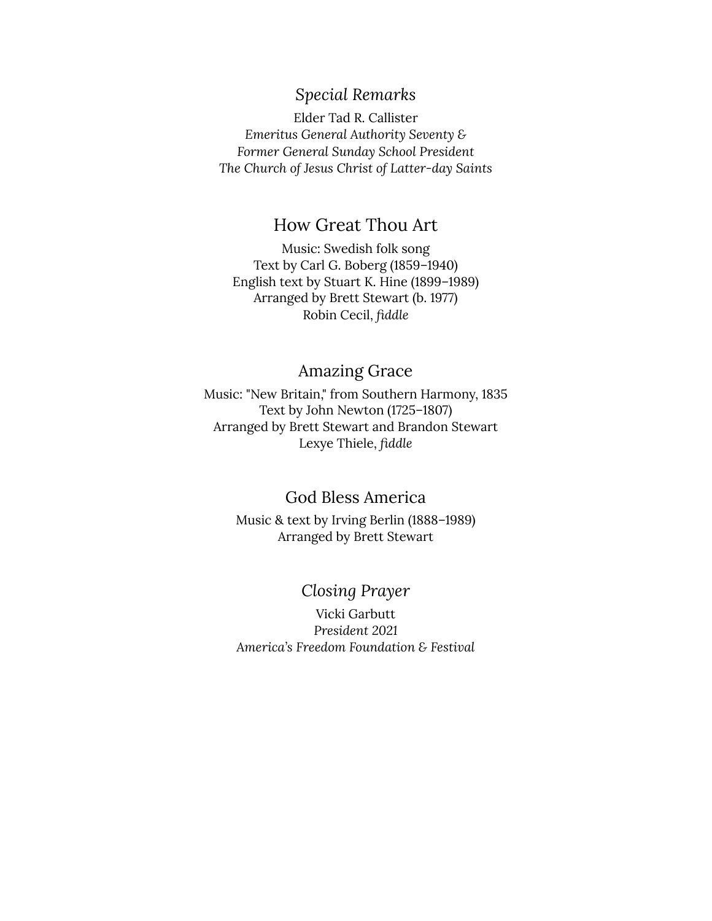*Special Remarks*

Elder Tad R. Callister
*Emeritus General Authority Seventy &*
*Former General Sunday School President*
*The Church of Jesus Christ of Latter-day Saints*

## How Great Thou Art

Music: Swedish folk song
Text by Carl G. Boberg (1859–1940)
English text by Stuart K. Hine (1899–1989)
Arranged by Brett Stewart (b. 1977)
Robin Cecil, *fiddle*

## Amazing Grace

Music: "New Britain," from Southern Harmony, 1835
Text by John Newton (1725–1807)
Arranged by Brett Stewart and Brandon Stewart
Lexye Thiele, *fiddle*

## God Bless America

Music & text by Irving Berlin (1888–1989)
Arranged by Brett Stewart

*Closing Prayer*

Vicki Garbutt
*President 2021*
*America's Freedom Foundation & Festival*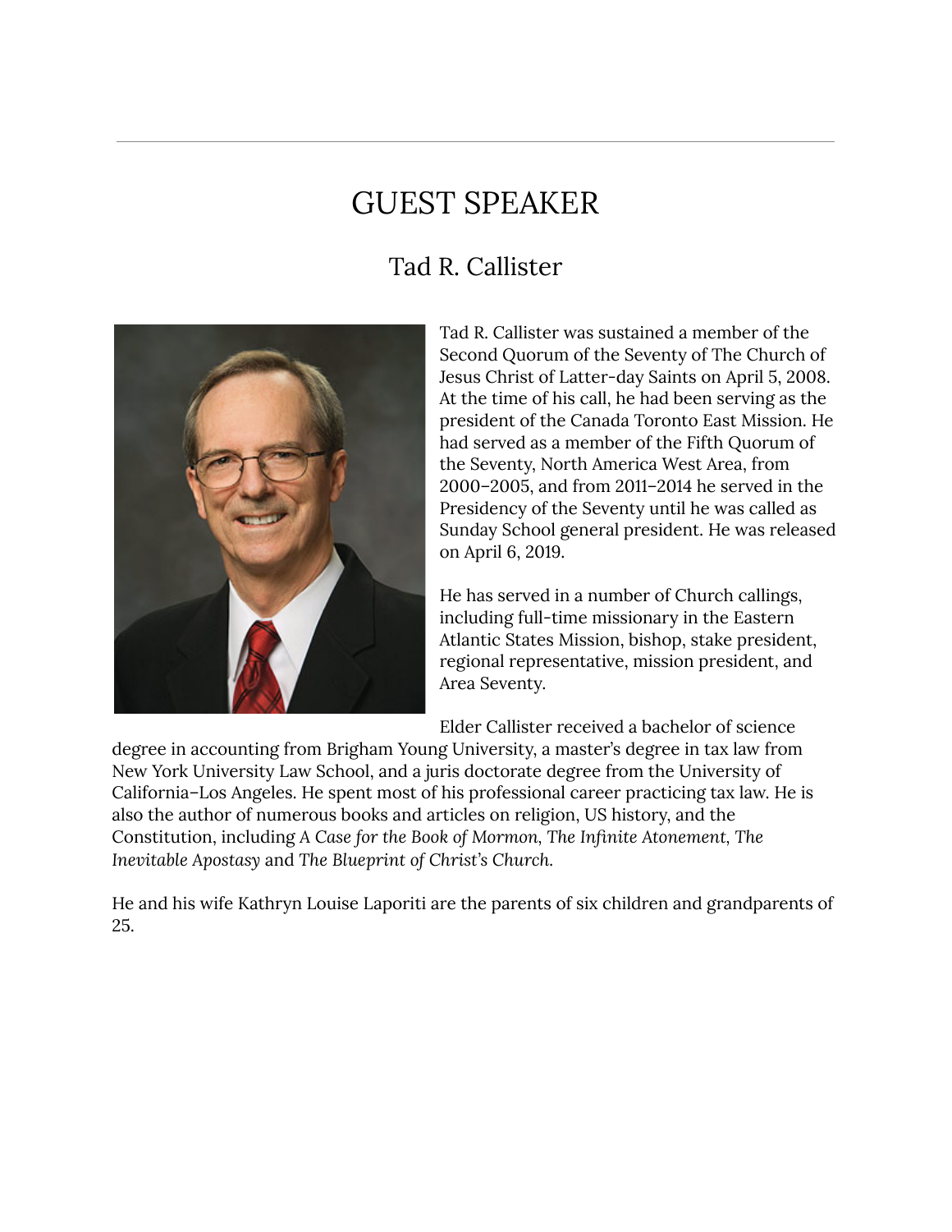# GUEST SPEAKER

## Tad R. Callister

Tad R. Callister was sustained a member of the Second Quorum of the Seventy of The Church of Jesus Christ of Latter-day Saints on April 5, 2008. At the time of his call, he had been serving as the president of the Canada Toronto East Mission. He had served as a member of the Fifth Quorum of the Seventy, North America West Area, from 2000–2005, and from 2011–2014 he served in the Presidency of the Seventy until he was called as Sunday School general president. He was released on April 6, 2019.

He has served in a number of Church callings, including full-time missionary in the Eastern Atlantic States Mission, bishop, stake president, regional representative, mission president, and Area Seventy.

Elder Callister received a bachelor of science degree in accounting from Brigham Young University, a master's degree in tax law from New York University Law School, and a juris doctorate degree from the University of California–Los Angeles. He spent most of his professional career practicing tax law. He is also the author of numerous books and articles on religion, US history, and the Constitution, including *A Case for the Book of Mormon*, *The Infinite Atonement*, *The Inevitable Apostasy* and *The Blueprint of Christ's Church*.

He and his wife Kathryn Louise Laporiti are the parents of six children and grandparents of 25.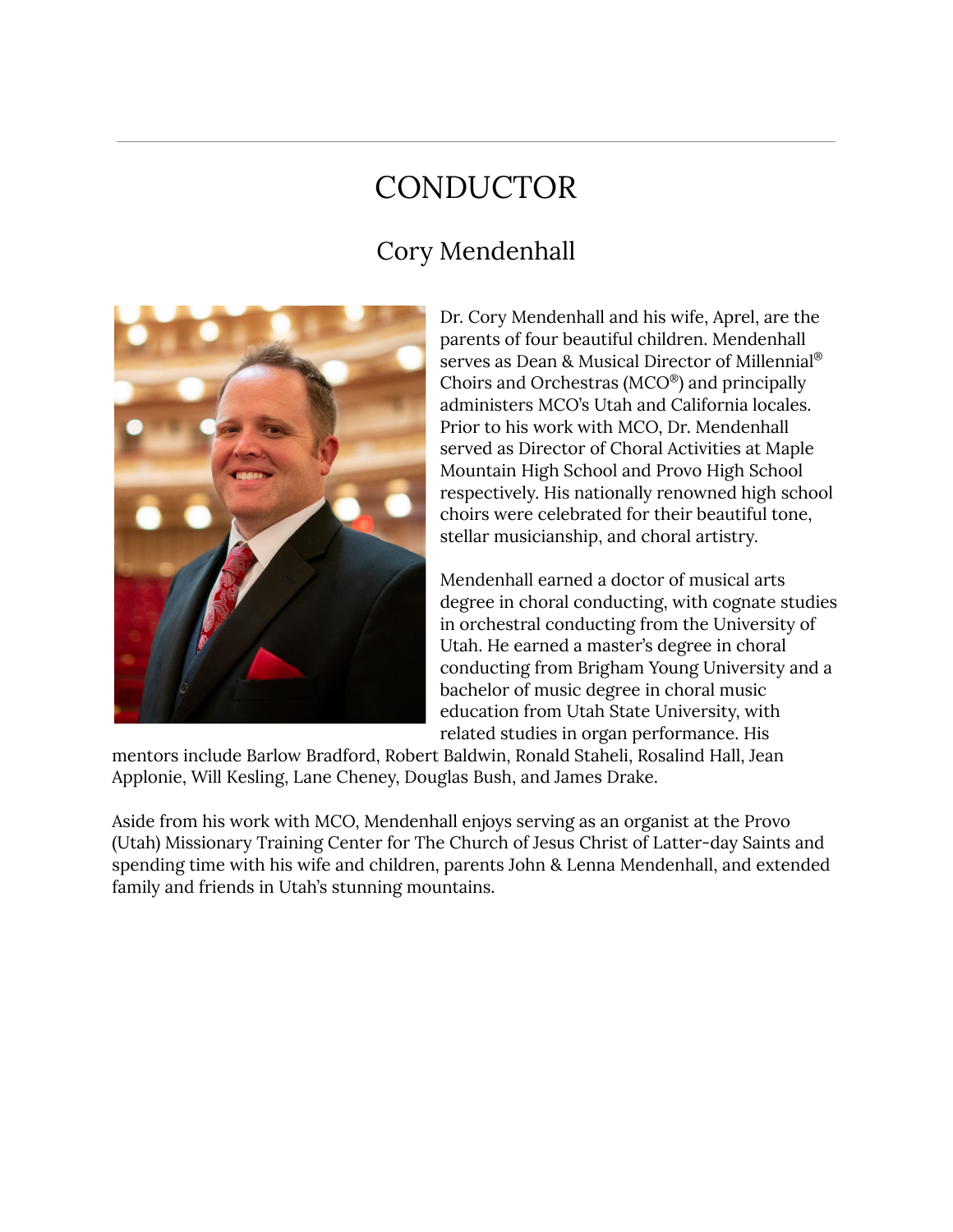# CONDUCTOR

## Cory Mendenhall

Dr. Cory Mendenhall and his wife, Aprel, are the parents of four beautiful children. Mendenhall serves as Dean & Musical Director of Millennial® Choirs and Orchestras (MCO®) and principally administers MCO's Utah and California locales. Prior to his work with MCO, Dr. Mendenhall served as Director of Choral Activities at Maple Mountain High School and Provo High School respectively. His nationally renowned high school choirs were celebrated for their beautiful tone, stellar musicianship, and choral artistry.

Mendenhall earned a doctor of musical arts degree in choral conducting, with cognate studies in orchestral conducting from the University of Utah. He earned a master's degree in choral conducting from Brigham Young University and a bachelor of music degree in choral music education from Utah State University, with related studies in organ performance. His mentors include Barlow Bradford, Robert Baldwin, Ronald Staheli, Rosalind Hall, Jean Applonie, Will Kesling, Lane Cheney, Douglas Bush, and James Drake.

Aside from his work with MCO, Mendenhall enjoys serving as an organist at the Provo (Utah) Missionary Training Center for The Church of Jesus Christ of Latter-day Saints and spending time with his wife and children, parents John & Lenna Mendenhall, and extended family and friends in Utah's stunning mountains.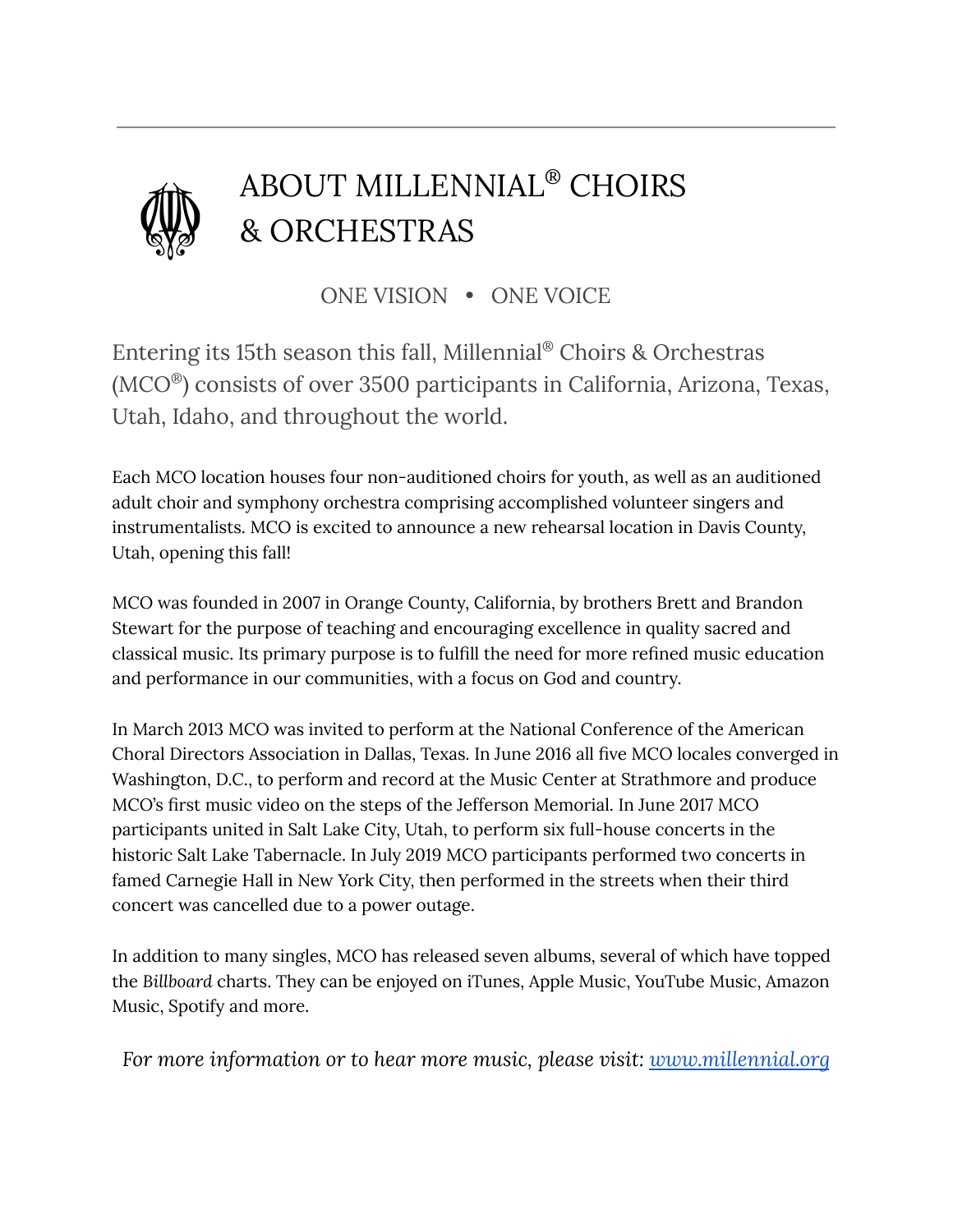# ABOUT MILLENNIAL® CHOIRS & ORCHESTRAS

ONE VISION • ONE VOICE

Entering its 15th season this fall, Millennial® Choirs & Orchestras (MCO®) consists of over 3500 participants in California, Arizona, Texas, Utah, Idaho, and throughout the world.

Each MCO location houses four non-auditioned choirs for youth, as well as an auditioned adult choir and symphony orchestra comprising accomplished volunteer singers and instrumentalists. MCO is excited to announce a new rehearsal location in Davis County, Utah, opening this fall!

MCO was founded in 2007 in Orange County, California, by brothers Brett and Brandon Stewart for the purpose of teaching and encouraging excellence in quality sacred and classical music. Its primary purpose is to fulfill the need for more refined music education and performance in our communities, with a focus on God and country.

In March 2013 MCO was invited to perform at the National Conference of the American Choral Directors Association in Dallas, Texas. In June 2016 all five MCO locales converged in Washington, D.C., to perform and record at the Music Center at Strathmore and produce MCO's first music video on the steps of the Jefferson Memorial. In June 2017 MCO participants united in Salt Lake City, Utah, to perform six full-house concerts in the historic Salt Lake Tabernacle. In July 2019 MCO participants performed two concerts in famed Carnegie Hall in New York City, then performed in the streets when their third concert was cancelled due to a power outage.

In addition to many singles, MCO has released seven albums, several of which have topped the *Billboard* charts. They can be enjoyed on iTunes, Apple Music, YouTube Music, Amazon Music, Spotify and more.

*For more information or to hear more music, please visit: [www.millennial.org](http://www.millennial.org)*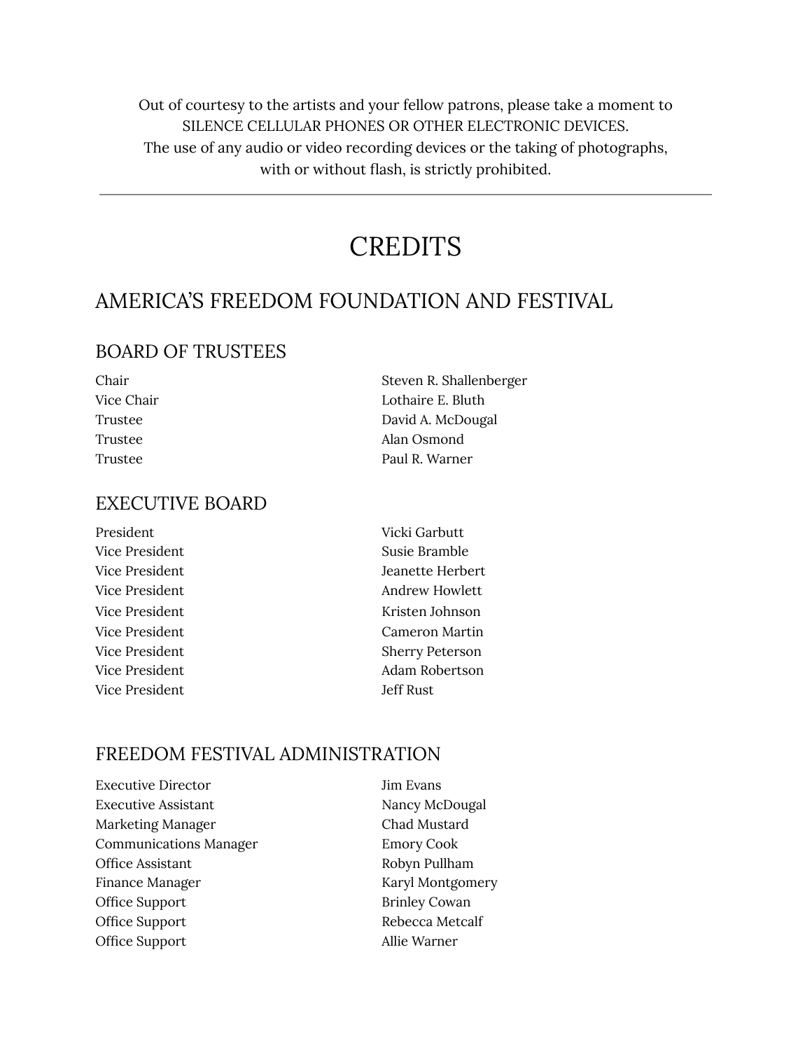Out of courtesy to the artists and your fellow patrons, please take a moment to SILENCE CELLULAR PHONES OR OTHER ELECTRONIC DEVICES. The use of any audio or video recording devices or the taking of photographs, with or without flash, is strictly prohibited.

---

# CREDITS

## AMERICA'S FREEDOM FOUNDATION AND FESTIVAL

### BOARD OF TRUSTEES

| | |
|---|---|
| Chair | Steven R. Shallenberger |
| Vice Chair | Lothaire E. Bluth |
| Trustee | David A. McDougal |
| Trustee | Alan Osmond |
| Trustee | Paul R. Warner |

### EXECUTIVE BOARD

| | |
|---|---|
| President | Vicki Garbutt |
| Vice President | Susie Bramble |
| Vice President | Jeanette Herbert |
| Vice President | Andrew Howlett |
| Vice President | Kristen Johnson |
| Vice President | Cameron Martin |
| Vice President | Sherry Peterson |
| Vice President | Adam Robertson |
| Vice President | Jeff Rust |

### FREEDOM FESTIVAL ADMINISTRATION

| | |
|---|---|
| Executive Director | Jim Evans |
| Executive Assistant | Nancy McDougal |
| Marketing Manager | Chad Mustard |
| Communications Manager | Emory Cook |
| Office Assistant | Robyn Pullham |
| Finance Manager | Karyl Montgomery |
| Office Support | Brinley Cowan |
| Office Support | Rebecca Metcalf |
| Office Support | Allie Warner |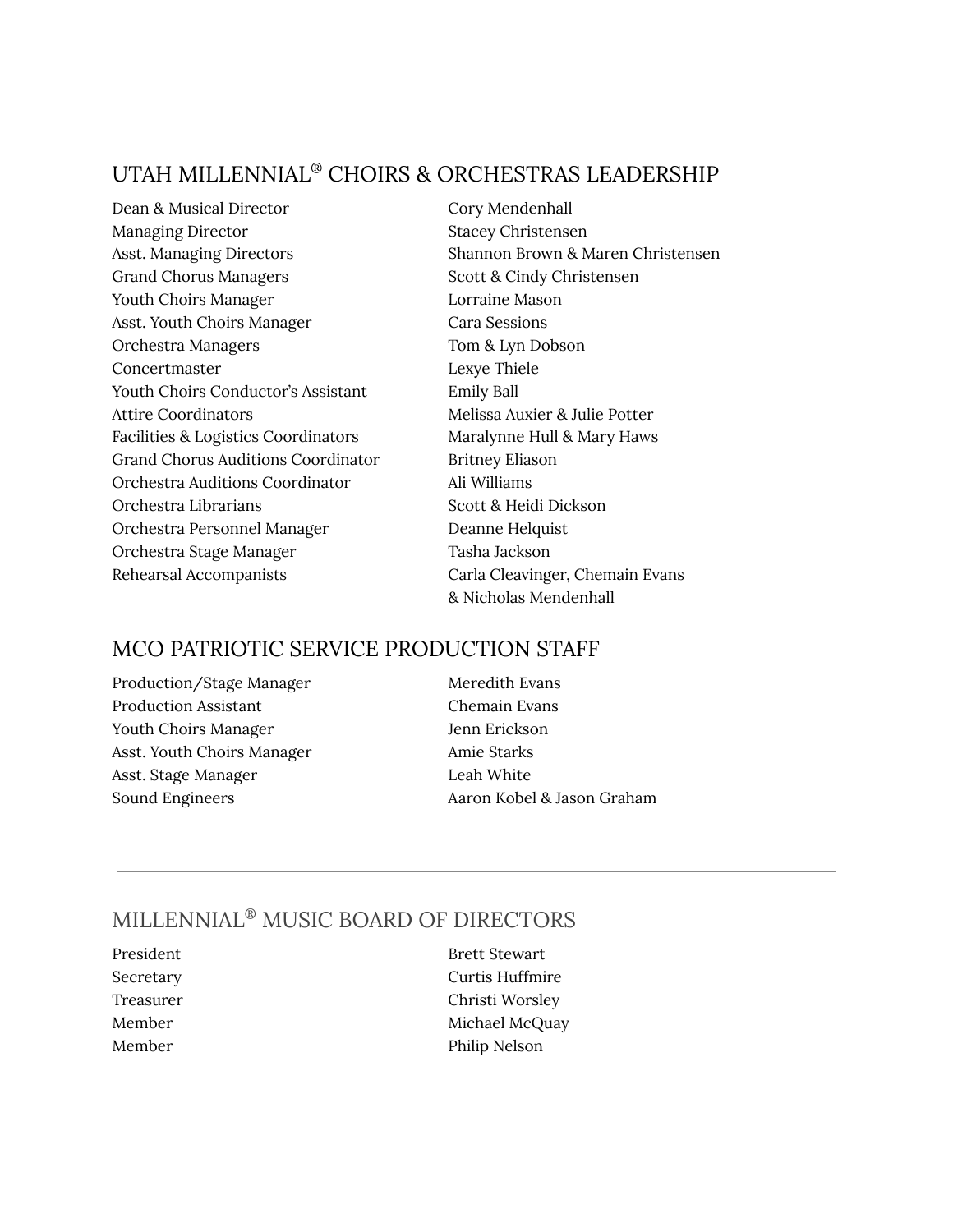## UTAH MILLENNIAL® CHOIRS & ORCHESTRAS LEADERSHIP

| | |
|---|---|
| Dean & Musical Director | Cory Mendenhall |
| Managing Director | Stacey Christensen |
| Asst. Managing Directors | Shannon Brown & Maren Christensen |
| Grand Chorus Managers | Scott & Cindy Christensen |
| Youth Choirs Manager | Lorraine Mason |
| Asst. Youth Choirs Manager | Cara Sessions |
| Orchestra Managers | Tom & Lyn Dobson |
| Concertmaster | Lexye Thiele |
| Youth Choirs Conductor’s Assistant | Emily Ball |
| Attire Coordinators | Melissa Auxier & Julie Potter |
| Facilities & Logistics Coordinators | Maralynne Hull & Mary Haws |
| Grand Chorus Auditions Coordinator | Britney Eliason |
| Orchestra Auditions Coordinator | Ali Williams |
| Orchestra Librarians | Scott & Heidi Dickson |
| Orchestra Personnel Manager | Deanne Helquist |
| Orchestra Stage Manager | Tasha Jackson |
| Rehearsal Accompanists | Carla Cleavinger, Chemain Evans & Nicholas Mendenhall |

## MCO PATRIOTIC SERVICE PRODUCTION STAFF

| | |
|---|---|
| Production/Stage Manager | Meredith Evans |
| Production Assistant | Chemain Evans |
| Youth Choirs Manager | Jenn Erickson |
| Asst. Youth Choirs Manager | Amie Starks |
| Asst. Stage Manager | Leah White |
| Sound Engineers | Aaron Kobel & Jason Graham |

---

## MILLENNIAL® MUSIC BOARD OF DIRECTORS

| | |
|---|---|
| President | Brett Stewart |
| Secretary | Curtis Huffmire |
| Treasurer | Christi Worsley |
| Member | Michael McQuay |
| Member | Philip Nelson |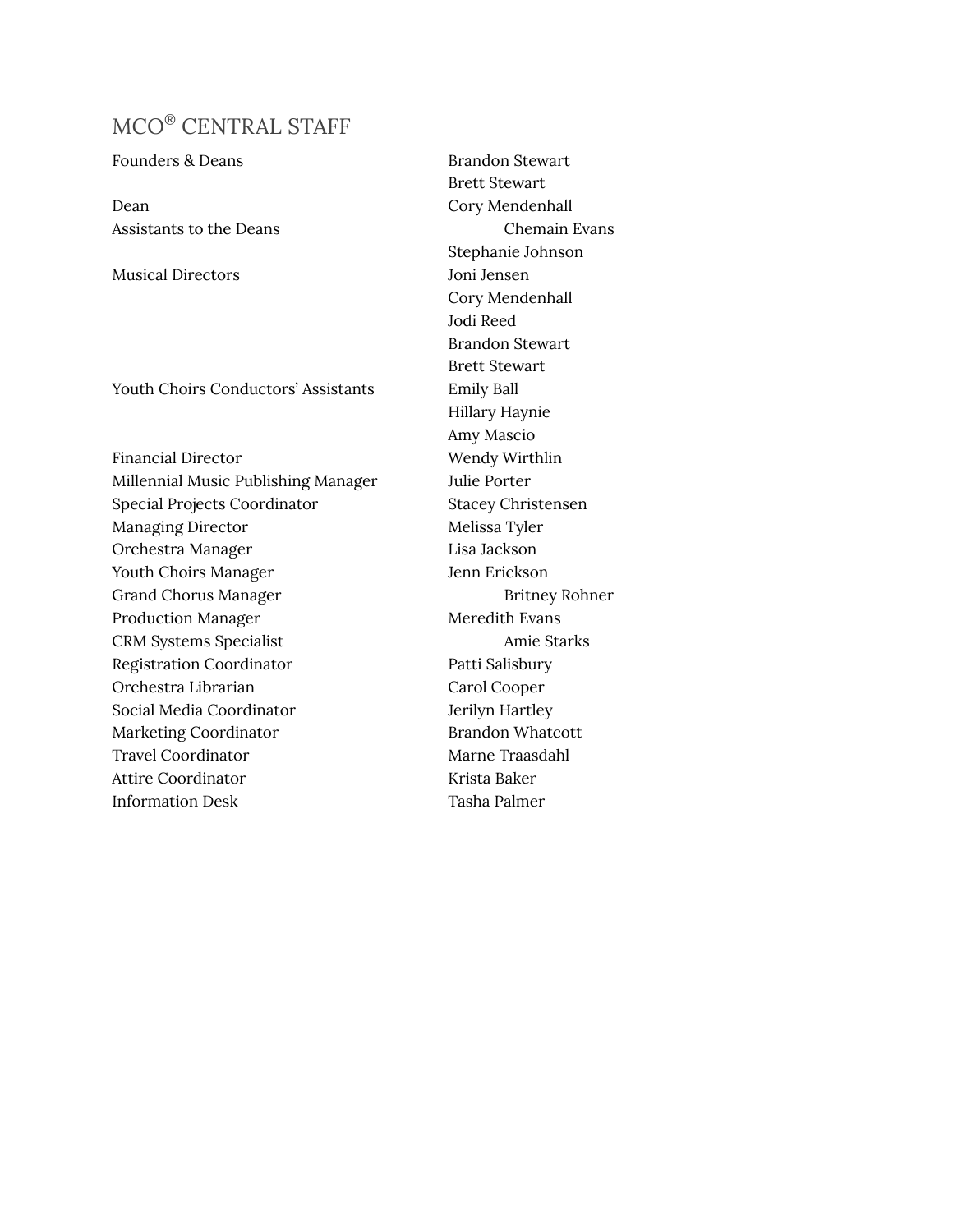## MCO® CENTRAL STAFF

| | |
|---|---|
| Founders & Deans | Brandon Stewart<br>Brett Stewart |
| Dean | Cory Mendenhall |
| Assistants to the Deans | Chemain Evans<br>Stephanie Johnson |
| Musical Directors | Joni Jensen<br>Cory Mendenhall<br>Jodi Reed<br>Brandon Stewart<br>Brett Stewart |
| Youth Choirs Conductors' Assistants | Emily Ball<br>Hillary Haynie<br>Amy Mascio |
| Financial Director | Wendy Wirthlin |
| Millennial Music Publishing Manager | Julie Porter |
| Special Projects Coordinator | Stacey Christensen |
| Managing Director | Melissa Tyler |
| Orchestra Manager | Lisa Jackson |
| Youth Choirs Manager | Jenn Erickson |
| Grand Chorus Manager | Britney Rohner |
| Production Manager | Meredith Evans |
| CRM Systems Specialist | Amie Starks |
| Registration Coordinator | Patti Salisbury |
| Orchestra Librarian | Carol Cooper |
| Social Media Coordinator | Jerilyn Hartley |
| Marketing Coordinator | Brandon Whatcott |
| Travel Coordinator | Marne Traasdahl |
| Attire Coordinator | Krista Baker |
| Information Desk | Tasha Palmer |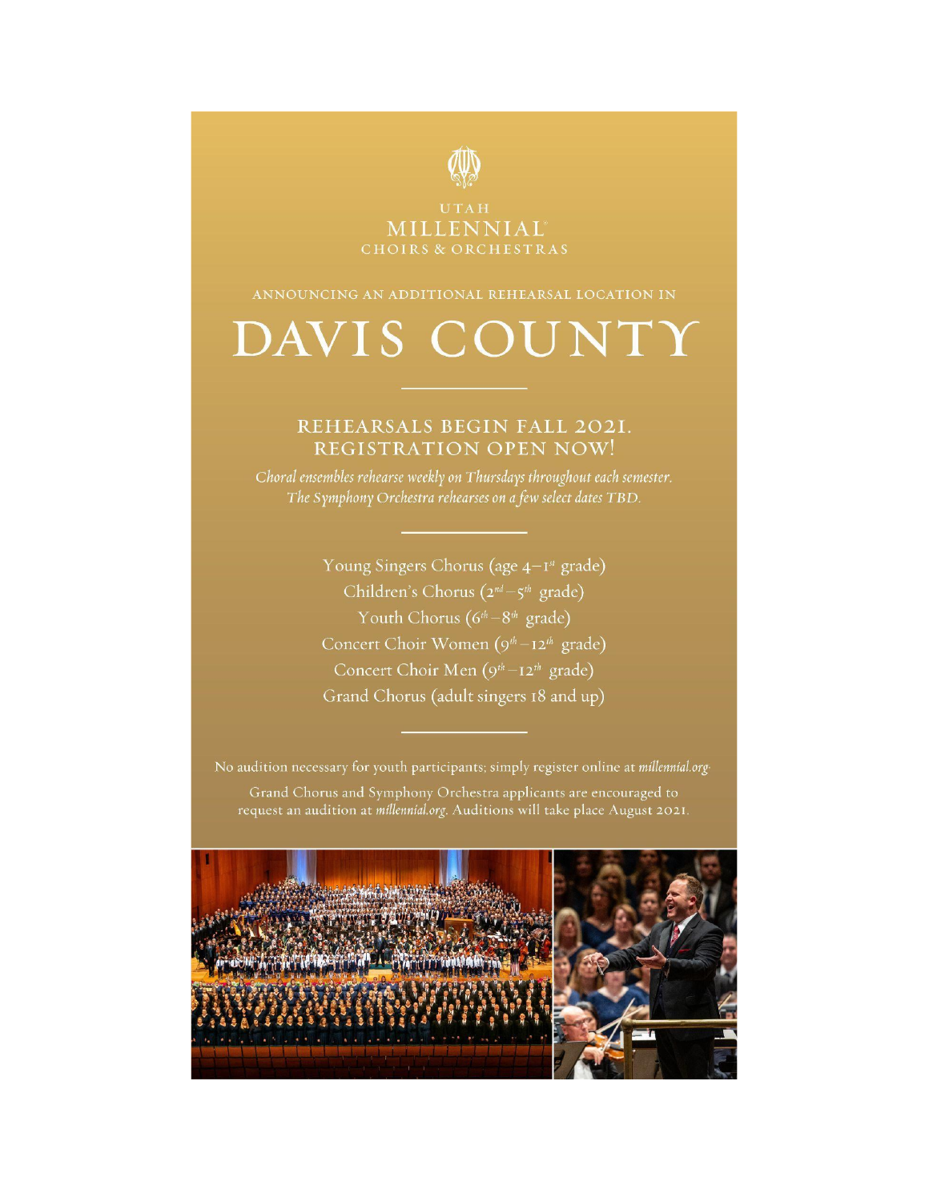UTAH
MILLENNIAL
CHOIRS & ORCHESTRAS

ANNOUNCING AN ADDITIONAL REHEARSAL LOCATION IN

# DAVIS COUNTY

## REHEARSALS BEGIN FALL 2021. REGISTRATION OPEN NOW!

*Choral ensembles rehearse weekly on Thursdays throughout each semester. The Symphony Orchestra rehearses on a few select dates TBD.*

Young Singers Chorus (age 4 – 1st grade)
Children's Chorus (2nd – 5th grade)
Youth Chorus (6th – 8th grade)
Concert Choir Women (9th – 12th grade)
Concert Choir Men (9th – 12th grade)
Grand Chorus (adult singers 18 and up)

No audition necessary for youth participants; simply register online at *millennial.org*.

Grand Chorus and Symphony Orchestra applicants are encouraged to request an audition at *millennial.org*. Auditions will take place August 2021.